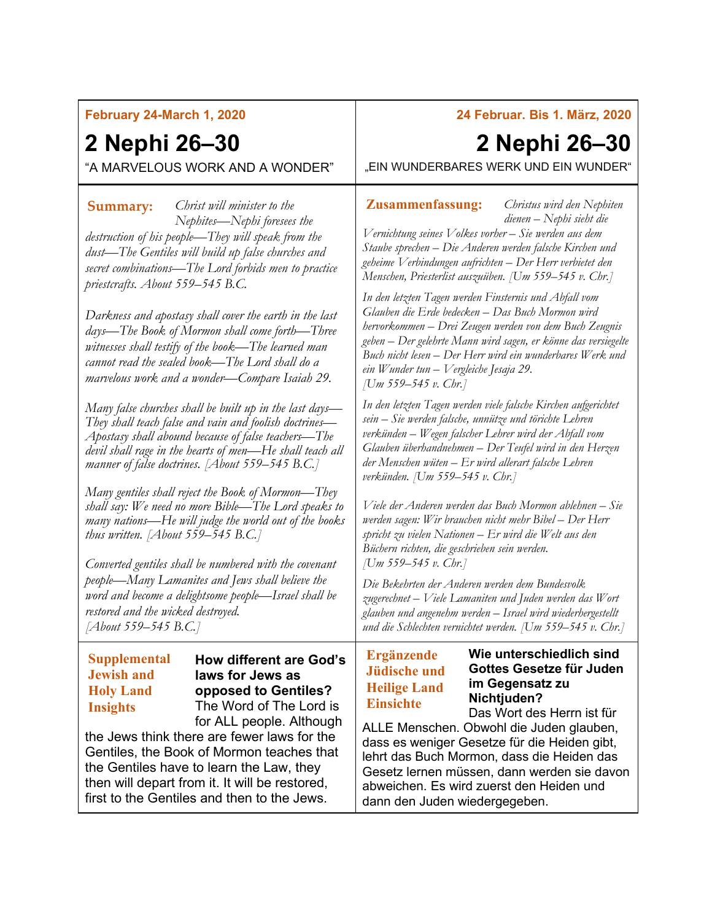February 24-March 1, 2020

# 2 Nephi 26–30

"A MARVELOUS WORK AND A WONDER"

**Summary:** *Christ will minister to the Nephites—Nephi foresees the destruction of his people—They will speak from the dust—The Gentiles will build up false churches and secret combinations—The Lord forbids men to practice priestcrafts. About 559–545 B.C.*

*Darkness and apostasy shall cover the earth in the last days—The Book of Mormon shall come forth—Three witnesses shall testify of the book—The learned man cannot read the sealed book—The Lord shall do a marvelous work and a wonder—Compare Isaiah 29.*

*Many false churches shall be built up in the last days—They shall teach false and vain and foolish doctrines—Apostasy shall abound because of false teachers—The devil shall rage in the hearts of men—He shall teach all manner of false doctrines. [About 559–545 B.C.]*

*Many gentiles shall reject the Book of Mormon—They shall say: We need no more Bible—The Lord speaks to many nations—He will judge the world out of the books thus written. [About 559–545 B.C.]*

*Converted gentiles shall be numbered with the covenant people—Many Lamanites and Jews shall believe the word and become a delightsome people—Israel shall be restored and the wicked destroyed. [About 559–545 B.C.]*

**Supplemental Jewish and Holy Land Insights**

**How different are God's laws for Jews as opposed to Gentiles?**
The Word of The Lord is for ALL people. Although the Jews think there are fewer laws for the Gentiles, the Book of Mormon teaches that the Gentiles have to learn the Law, they then will depart from it. It will be restored, first to the Gentiles and then to the Jews.

24 Februar. Bis 1. März, 2020

# 2 Nephi 26–30

„EIN WUNDERBARES WERK UND EIN WUNDER"

**Zusammenfassung:** *Christus wird den Nephiten dienen – Nephi sieht die Vernichtung seines Volkes vorher – Sie werden aus dem Staube sprechen – Die Anderen werden falsche Kirchen und geheime Verbindungen aufrichten – Der Herr verbietet den Menschen, Priesterlist auszuüben. [Um 559–545 v. Chr.]*

*In den letzten Tagen werden Finsternis und Abfall vom Glauben die Erde bedecken – Das Buch Mormon wird hervorkommen – Drei Zeugen werden von dem Buch Zeugnis geben – Der gelehrte Mann wird sagen, er könne das versiegelte Buch nicht lesen – Der Herr wird ein wunderbares Werk und ein Wunder tun – Vergleiche Jesaja 29. [Um 559–545 v. Chr.]*

*In den letzten Tagen werden viele falsche Kirchen aufgerichtet sein – Sie werden falsche, unnütze und törichte Lehren verkünden – Wegen falscher Lehrer wird der Abfall vom Glauben überhandnehmen – Der Teufel wird in den Herzen der Menschen wüten – Er wird allerart falsche Lehren verkünden. [Um 559–545 v. Chr.]*

*Viele der Anderen werden das Buch Mormon ablehnen – Sie werden sagen: Wir brauchen nicht mehr Bibel – Der Herr spricht zu vielen Nationen – Er wird die Welt aus den Büchern richten, die geschrieben sein werden. [Um 559–545 v. Chr.]*

*Die Bekehrten der Anderen werden dem Bundesvolk zugerechnet – Viele Lamaniten und Juden werden das Wort glauben und angenehm werden – Israel wird wiederhergestellt und die Schlechten vernichtet werden. [Um 559–545 v. Chr.]*

**Ergänzende Jüdische und Heilige Land Einsichte**

**Wie unterschiedlich sind Gottes Gesetze für Juden im Gegensatz zu Nichtjuden?**
Das Wort des Herrn ist für ALLE Menschen. Obwohl die Juden glauben, dass es weniger Gesetze für die Heiden gibt, lehrt das Buch Mormon, dass die Heiden das Gesetz lernen müssen, dann werden sie davon abweichen. Es wird zuerst den Heiden und dann den Juden wiedergegeben.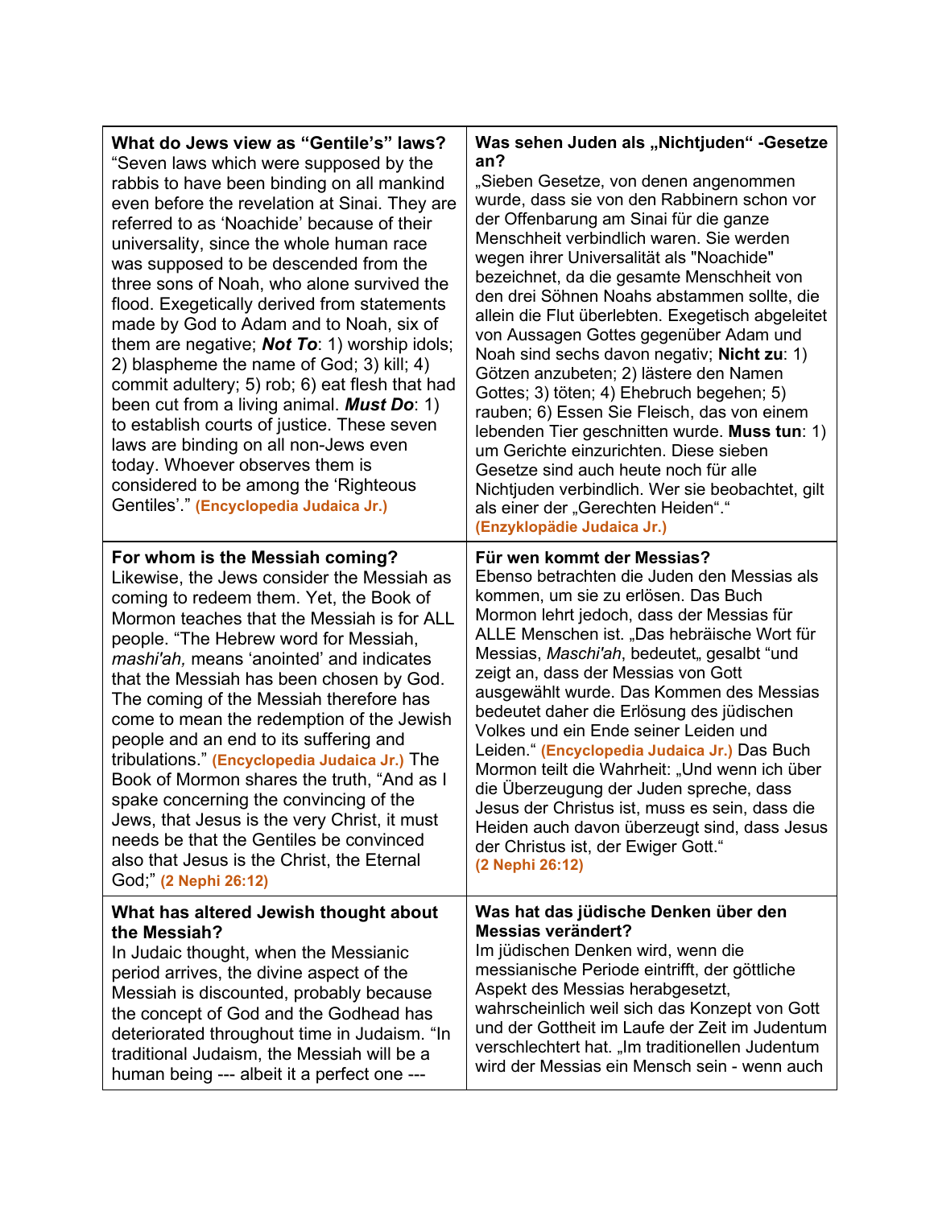| **What do Jews view as "Gentile's" laws?** "Seven laws which were supposed by the rabbis to have been binding on all mankind even before the revelation at Sinai. They are referred to as 'Noachide' because of their universality, since the whole human race was supposed to be descended from the three sons of Noah, who alone survived the flood. Exegetically derived from statements made by God to Adam and to Noah, six of them are negative; ***Not To***: 1) worship idols; 2) blaspheme the name of God; 3) kill; 4) commit adultery; 5) rob; 6) eat flesh that had been cut from a living animal. ***Must Do***: 1) to establish courts of justice. These seven laws are binding on all non-Jews even today. Whoever observes them is considered to be among the 'Righteous Gentiles'." **(Encyclopedia Judaica Jr.)** | **Was sehen Juden als „Nichtjuden" -Gesetze an?** „Sieben Gesetze, von denen angenommen wurde, dass sie von den Rabbinern schon vor der Offenbarung am Sinai für die ganze Menschheit verbindlich waren. Sie werden wegen ihrer Universalität als "Noachide" bezeichnet, da die gesamte Menschheit von den drei Söhnen Noahs abstammen sollte, die allein die Flut überlebten. Exegetisch abgeleitet von Aussagen Gottes gegenüber Adam und Noah sind sechs davon negativ; **Nicht zu**: 1) Götzen anzubeten; 2) lästere den Namen Gottes; 3) töten; 4) Ehebruch begehen; 5) rauben; 6) Essen Sie Fleisch, das von einem lebenden Tier geschnitten wurde. **Muss tun**: 1) um Gerichte einzurichten. Diese sieben Gesetze sind auch heute noch für alle Nichtjuden verbindlich. Wer sie beobachtet, gilt als einer der „Gerechten Heiden"." **(Enzyklopädie Judaica Jr.)** |
|---|---|
| **For whom is the Messiah coming?** Likewise, the Jews consider the Messiah as coming to redeem them. Yet, the Book of Mormon teaches that the Messiah is for ALL people. "The Hebrew word for Messiah, *mashi'ah,* means 'anointed' and indicates that the Messiah has been chosen by God. The coming of the Messiah therefore has come to mean the redemption of the Jewish people and an end to its suffering and tribulations." **(Encyclopedia Judaica Jr.)** The Book of Mormon shares the truth, "And as I spake concerning the convincing of the Jews, that Jesus is the very Christ, it must needs be that the Gentiles be convinced also that Jesus is the Christ, the Eternal God;" **(2 Nephi 26:12)** | **Für wen kommt der Messias?** Ebenso betrachten die Juden den Messias als kommen, um sie zu erlösen. Das Buch Mormon lehrt jedoch, dass der Messias für ALLE Menschen ist. „Das hebräische Wort für Messias, *Maschi'ah*, bedeutet„ gesalbt "und zeigt an, dass der Messias von Gott ausgewählt wurde. Das Kommen des Messias bedeutet daher die Erlösung des jüdischen Volkes und ein Ende seiner Leiden und Leiden." **(Enzyklopädie Judaica Jr.)** Das Buch Mormon teilt die Wahrheit: „Und wenn ich über die Überzeugung der Juden spreche, dass Jesus der Christus ist, muss es sein, dass die Heiden auch davon überzeugt sind, dass Jesus der Christus ist, der Ewiger Gott." **(2 Nephi 26:12)** |
| **What has altered Jewish thought about the Messiah?** In Judaic thought, when the Messianic period arrives, the divine aspect of the Messiah is discounted, probably because the concept of God and the Godhead has deteriorated throughout time in Judaism. "In traditional Judaism, the Messiah will be a human being --- albeit it a perfect one --- | **Was hat das jüdische Denken über den Messias verändert?** Im jüdischen Denken wird, wenn die messianische Periode eintrifft, der göttliche Aspekt des Messias herabgesetzt, wahrscheinlich weil sich das Konzept von Gott und der Gottheit im Laufe der Zeit im Judentum verschlechtert hat. „Im traditionellen Judentum wird der Messias ein Mensch sein - wenn auch |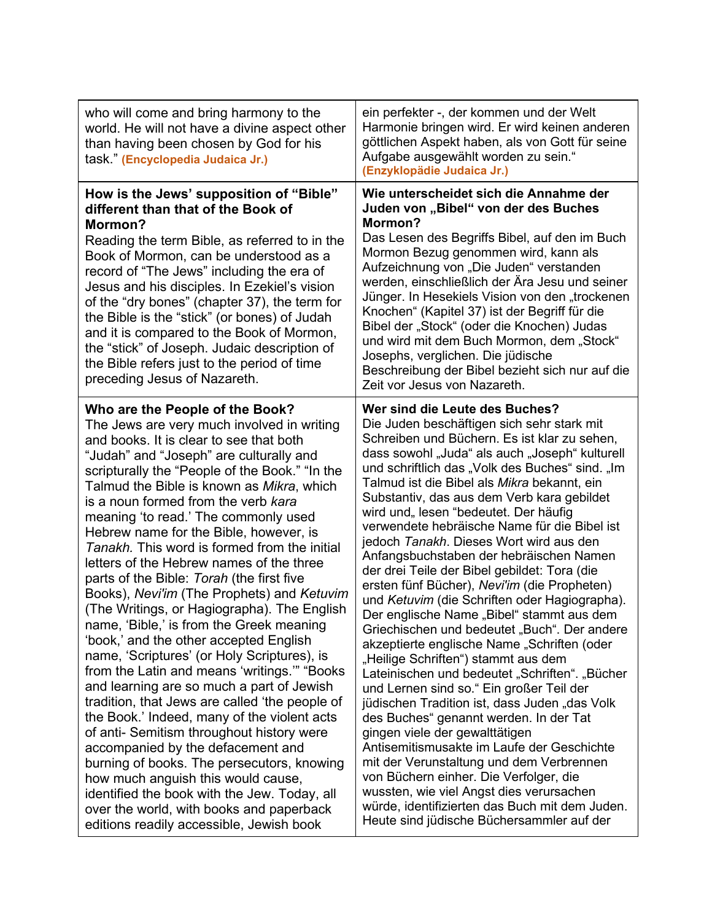| | |
|---|---|
| who will come and bring harmony to the world. He will not have a divine aspect other than having been chosen by God for his task." **(Encyclopedia Judaica Jr.)** | ein perfekter -, der kommen und der Welt Harmonie bringen wird. Er wird keinen anderen göttlichen Aspekt haben, als von Gott für seine Aufgabe ausgewählt worden zu sein." **(Enzyklopädie Judaica Jr.)** |
| **How is the Jews' supposition of "Bible" different than that of the Book of Mormon?** Reading the term Bible, as referred to in the Book of Mormon, can be understood as a record of "The Jews" including the era of Jesus and his disciples. In Ezekiel's vision of the "dry bones" (chapter 37), the term for the Bible is the "stick" (or bones) of Judah and it is compared to the Book of Mormon, the "stick" of Joseph. Judaic description of the Bible refers just to the period of time preceding Jesus of Nazareth. | **Wie unterscheidet sich die Annahme der Juden von „Bibel" von der des Buches Mormon?** Das Lesen des Begriffs Bibel, auf den im Buch Mormon Bezug genommen wird, kann als Aufzeichnung von „Die Juden" verstanden werden, einschließlich der Ära Jesu und seiner Jünger. In Hesekiels Vision von den „trockenen Knochen" (Kapitel 37) ist der Begriff für die Bibel der „Stock" (oder die Knochen) Judas und wird mit dem Buch Mormon, dem „Stock" Josephs, verglichen. Die jüdische Beschreibung der Bibel bezieht sich nur auf die Zeit vor Jesus von Nazareth. |
| **Who are the People of the Book?** The Jews are very much involved in writing and books. It is clear to see that both "Judah" and "Joseph" are culturally and scripturally the "People of the Book." "In the Talmud the Bible is known as *Mikra*, which is a noun formed from the verb *kara* meaning 'to read.' The commonly used Hebrew name for the Bible, however, is *Tanakh.* This word is formed from the initial letters of the Hebrew names of the three parts of the Bible: *Torah* (the first five Books), *Nevi'im* (The Prophets) and *Ketuvim* (The Writings, or Hagiographa). The English name, 'Bible,' is from the Greek meaning 'book,' and the other accepted English name, 'Scriptures' (or Holy Scriptures), is from the Latin and means 'writings.'" "Books and learning are so much a part of Jewish tradition, that Jews are called 'the people of the Book.' Indeed, many of the violent acts of anti- Semitism throughout history were accompanied by the defacement and burning of books. The persecutors, knowing how much anguish this would cause, identified the book with the Jew. Today, all over the world, with books and paperback editions readily accessible, Jewish book | **Wer sind die Leute des Buches?** Die Juden beschäftigen sich sehr stark mit Schreiben und Büchern. Es ist klar zu sehen, dass sowohl „Juda" als auch „Joseph" kulturell und schriftlich das „Volk des Buches" sind. „Im Talmud ist die Bibel als *Mikra* bekannt, ein Substantiv, das aus dem Verb kara gebildet wird und„ lesen "bedeutet. Der häufig verwendete hebräische Name für die Bibel ist jedoch *Tanakh*. Dieses Wort wird aus den Anfangsbuchstaben der hebräischen Namen der drei Teile der Bibel gebildet: Tora (die ersten fünf Bücher), *Nevi'im* (die Propheten) und *Ketuvim* (die Schriften oder Hagiographa). Der englische Name „Bibel" stammt aus dem Griechischen und bedeutet „Buch". Der andere akzeptierte englische Name „Schriften (oder „Heilige Schriften") stammt aus dem Lateinischen und bedeutet „Schriften". „Bücher und Lernen sind so." Ein großer Teil der jüdischen Tradition ist, dass Juden „das Volk des Buches" genannt werden. In der Tat gingen viele der gewalttätigen Antisemitismusakte im Laufe der Geschichte mit der Verunstaltung und dem Verbrennen von Büchern einher. Die Verfolger, die wussten, wie viel Angst dies verursachen würde, identifizierten das Buch mit dem Juden. Heute sind jüdische Büchersammler auf der |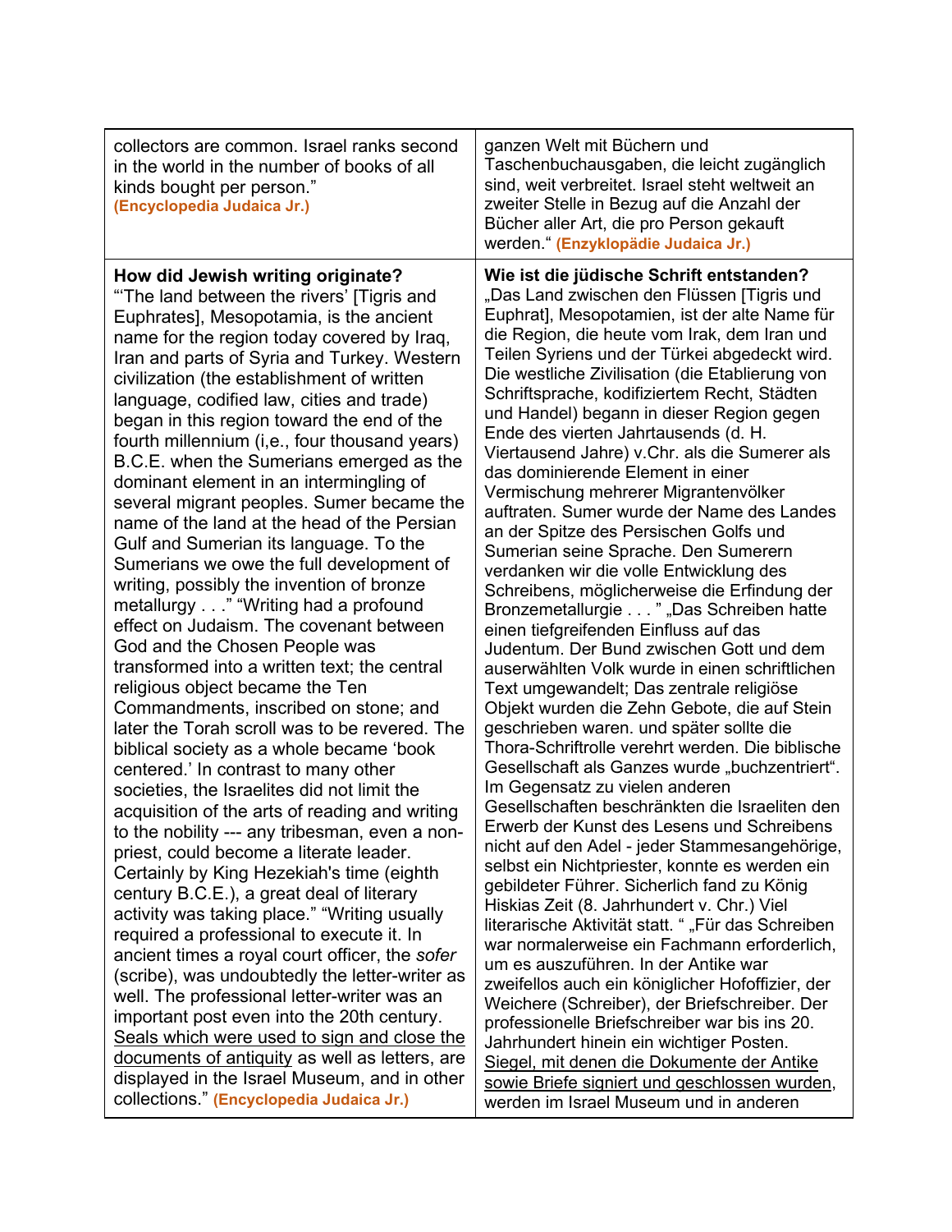| | |
|---|---|
| collectors are common. Israel ranks second in the world in the number of books of all kinds bought per person." **(Encyclopedia Judaica Jr.)** | ganzen Welt mit Büchern und Taschenbuchausgaben, die leicht zugänglich sind, weit verbreitet. Israel steht weltweit an zweiter Stelle in Bezug auf die Anzahl der Bücher aller Art, die pro Person gekauft werden." **(Enzyklopädie Judaica Jr.)** |
| **How did Jewish writing originate?** "'The land between the rivers' [Tigris and Euphrates], Mesopotamia, is the ancient name for the region today covered by Iraq, Iran and parts of Syria and Turkey. Western civilization (the establishment of written language, codified law, cities and trade) began in this region toward the end of the fourth millennium (i,e., four thousand years) B.C.E. when the Sumerians emerged as the dominant element in an intermingling of several migrant peoples. Sumer became the name of the land at the head of the Persian Gulf and Sumerian its language. To the Sumerians we owe the full development of writing, possibly the invention of bronze metallurgy . . ." "Writing had a profound effect on Judaism. The covenant between God and the Chosen People was transformed into a written text; the central religious object became the Ten Commandments, inscribed on stone; and later the Torah scroll was to be revered. The biblical society as a whole became 'book centered.' In contrast to many other societies, the Israelites did not limit the acquisition of the arts of reading and writing to the nobility --- any tribesman, even a non-priest, could become a literate leader. Certainly by King Hezekiah's time (eighth century B.C.E.), a great deal of literary activity was taking place." "Writing usually required a professional to execute it. In ancient times a royal court officer, the *sofer* (scribe), was undoubtedly the letter-writer as well. The professional letter-writer was an important post even into the 20th century. <u>Seals which were used to sign and close the documents of antiquity</u> as well as letters, are displayed in the Israel Museum, and in other collections." **(Encyclopedia Judaica Jr.)** | **Wie ist die jüdische Schrift entstanden?** „Das Land zwischen den Flüssen [Tigris und Euphrat], Mesopotamien, ist der alte Name für die Region, die heute vom Irak, dem Iran und Teilen Syriens und der Türkei abgedeckt wird. Die westliche Zivilisation (die Etablierung von Schriftsprache, kodifiziertem Recht, Städten und Handel) begann in dieser Region gegen Ende des vierten Jahrtausends (d. H. Viertausend Jahre) v.Chr. als die Sumerer als das dominierende Element in einer Vermischung mehrerer Migrantenvölker auftraten. Sumer wurde der Name des Landes an der Spitze des Persischen Golfs und Sumerian seine Sprache. Den Sumerern verdanken wir die volle Entwicklung des Schreibens, möglicherweise die Erfindung der Bronzemetallurgie . . . " „Das Schreiben hatte einen tiefgreifenden Einfluss auf das Judentum. Der Bund zwischen Gott und dem auserwählten Volk wurde in einen schriftlichen Text umgewandelt; Das zentrale religiöse Objekt wurden die Zehn Gebote, die auf Stein geschrieben waren. und später sollte die Thora-Schriftrolle verehrt werden. Die biblische Gesellschaft als Ganzes wurde „buchzentriert". Im Gegensatz zu vielen anderen Gesellschaften beschränkten die Israeliten den Erwerb der Kunst des Lesens und Schreibens nicht auf den Adel - jeder Stammesangehörige, selbst ein Nichtpriester, konnte es werden ein gebildeter Führer. Sicherlich fand zu König Hiskias Zeit (8. Jahrhundert v. Chr.) Viel literarische Aktivität statt. " „Für das Schreiben war normalerweise ein Fachmann erforderlich, um es auszuführen. In der Antike war zweifellos auch ein königlicher Hofoffizier, der Weichere (Schreiber), der Briefschreiber. Der professionelle Briefschreiber war bis ins 20. Jahrhundert hinein ein wichtiger Posten. <u>Siegel, mit denen die Dokumente der Antike sowie Briefe signiert und geschlossen wurden</u>, werden im Israel Museum und in anderen |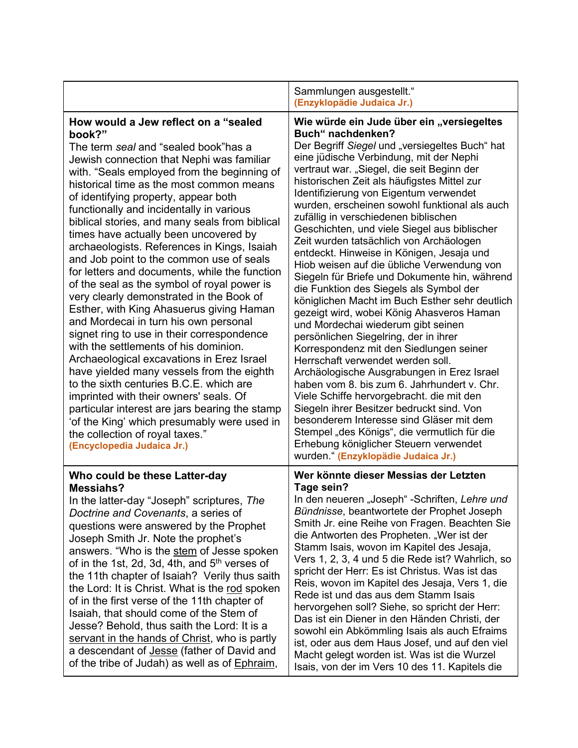| | |
|---|---|
| | Sammlungen ausgestellt.“ **(Enzyklopädie Judaica Jr.)** |
| **How would a Jew reflect on a “sealed book?”** The term *seal* and “sealed book”has a Jewish connection that Nephi was familiar with. “Seals employed from the beginning of historical time as the most common means of identifying property, appear both functionally and incidentally in various biblical stories, and many seals from biblical times have actually been uncovered by archaeologists. References in Kings, Isaiah and Job point to the common use of seals for letters and documents, while the function of the seal as the symbol of royal power is very clearly demonstrated in the Book of Esther, with King Ahasuerus giving Haman and Mordecai in turn his own personal signet ring to use in their correspondence with the settlements of his dominion. Archaeological excavations in Erez Israel have yielded many vessels from the eighth to the sixth centuries B.C.E. which are imprinted with their owners' seals. Of particular interest are jars bearing the stamp ‘of the King’ which presumably were used in the collection of royal taxes.” **(Encyclopedia Judaica Jr.)** | **Wie würde ein Jude über ein „versiegeltes Buch“ nachdenken?** Der Begriff *Siegel* und „versiegeltes Buch“ hat eine jüdische Verbindung, mit der Nephi vertraut war. „Siegel, die seit Beginn der historischen Zeit als häufigstes Mittel zur Identifizierung von Eigentum verwendet wurden, erscheinen sowohl funktional als auch zufällig in verschiedenen biblischen Geschichten, und viele Siegel aus biblischer Zeit wurden tatsächlich von Archäologen entdeckt. Hinweise in Königen, Jesaja und Hiob weisen auf die übliche Verwendung von Siegeln für Briefe und Dokumente hin, während die Funktion des Siegels als Symbol der königlichen Macht im Buch Esther sehr deutlich gezeigt wird, wobei König Ahasveros Haman und Mordechai wiederum gibt seinen persönlichen Siegelring, der in ihrer Korrespondenz mit den Siedlungen seiner Herrschaft verwendet werden soll. Archäologische Ausgrabungen in Erez Israel haben vom 8. bis zum 6. Jahrhundert v. Chr. Viele Schiffe hervorgebracht. die mit den Siegeln ihrer Besitzer bedruckt sind. Von besonderem Interesse sind Gläser mit dem Stempel „des Königs“, die vermutlich für die Erhebung königlicher Steuern verwendet wurden.“ **(Enzyklopädie Judaica Jr.)** |
| **Who could be these Latter-day Messiahs?** In the latter-day “Joseph” scriptures, *The Doctrine and Covenants*, a series of questions were answered by the Prophet Joseph Smith Jr. Note the prophet’s answers. “Who is the stem of Jesse spoken of in the 1st, 2d, 3d, 4th, and 5th verses of the 11th chapter of Isaiah? Verily thus saith the Lord: It is Christ. What is the rod spoken of in the first verse of the 11th chapter of Isaiah, that should come of the Stem of Jesse? Behold, thus saith the Lord: It is a servant in the hands of Christ, who is partly a descendant of Jesse (father of David and of the tribe of Judah) as well as of Ephraim, | **Wer könnte dieser Messias der Letzten Tage sein?** In den neueren „Joseph“ -Schriften, *Lehre und Bündnisse*, beantwortete der Prophet Joseph Smith Jr. eine Reihe von Fragen. Beachten Sie die Antworten des Propheten. „Wer ist der Stamm Isais, wovon im Kapitel des Jesaja, Vers 1, 2, 3, 4 und 5 die Rede ist? Wahrlich, so spricht der Herr: Es ist Christus. Was ist das Reis, wovon im Kapitel des Jesaja, Vers 1, die Rede ist und das aus dem Stamm Isais hervorgehen soll? Siehe, so spricht der Herr: Das ist ein Diener in den Händen Christi, der sowohl ein Abkömmling Isais als auch Efraims ist, oder aus dem Haus Josef, und auf den viel Macht gelegt worden ist. Was ist die Wurzel Isais, von der im Vers 10 des 11. Kapitels die |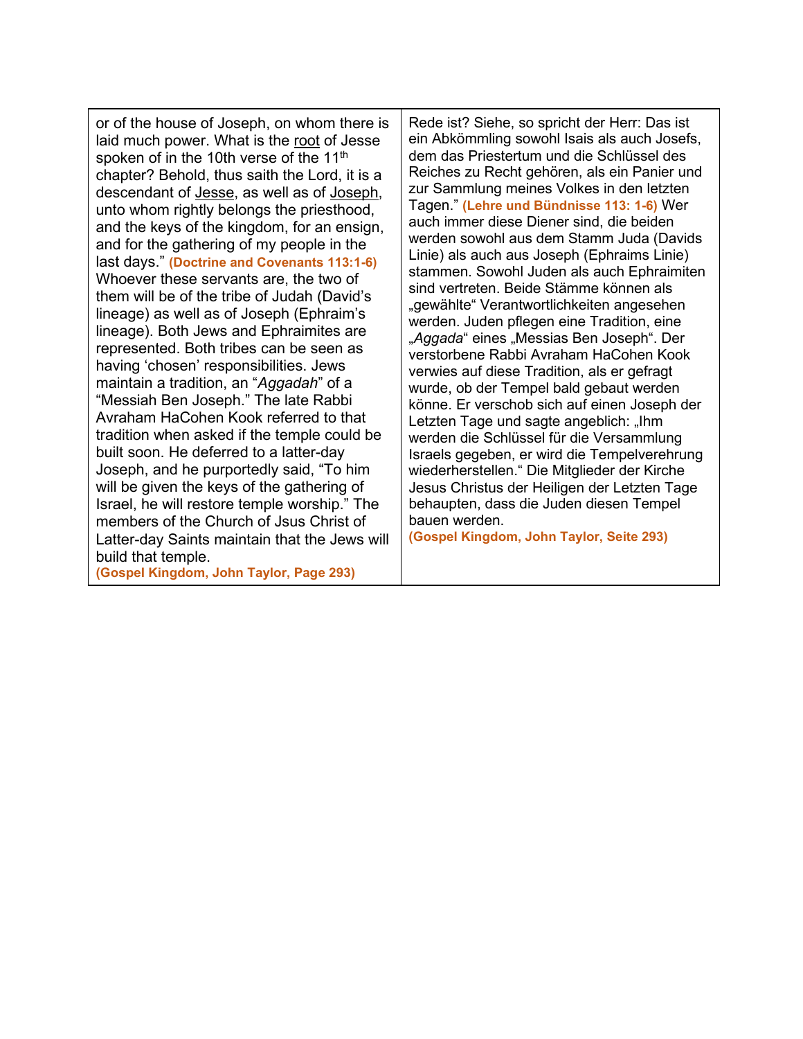| | |
|---|---|
| or of the house of Joseph, on whom there is laid much power. What is the root of Jesse spoken of in the 10th verse of the 11th chapter? Behold, thus saith the Lord, it is a descendant of Jesse, as well as of Joseph, unto whom rightly belongs the priesthood, and the keys of the kingdom, for an ensign, and for the gathering of my people in the last days." **(Doctrine and Covenants 113:1-6)** Whoever these servants are, the two of them will be of the tribe of Judah (David's lineage) as well as of Joseph (Ephraim's lineage). Both Jews and Ephraimites are represented. Both tribes can be seen as having 'chosen' responsibilities. Jews maintain a tradition, an "*Aggadah*" of a "Messiah Ben Joseph." The late Rabbi Avraham HaCohen Kook referred to that tradition when asked if the temple could be built soon. He deferred to a latter-day Joseph, and he purportedly said, "To him will be given the keys of the gathering of Israel, he will restore temple worship." The members of the Church of Jsus Christ of Latter-day Saints maintain that the Jews will build that temple. **(Gospel Kingdom, John Taylor, Page 293)** | Rede ist? Siehe, so spricht der Herr: Das ist ein Abkömmling sowohl Isais als auch Josefs, dem das Priestertum und die Schlüssel des Reiches zu Recht gehören, als ein Panier und zur Sammlung meines Volkes in den letzten Tagen." **(Lehre und Bündnisse 113: 1-6)** Wer auch immer diese Diener sind, die beiden werden sowohl aus dem Stamm Juda (Davids Linie) als auch aus Joseph (Ephraims Linie) stammen. Sowohl Juden als auch Ephraimiten sind vertreten. Beide Stämme können als „gewählte" Verantwortlichkeiten angesehen werden. Juden pflegen eine Tradition, eine „*Aggada*" eines „Messias Ben Joseph". Der verstorbene Rabbi Avraham HaCohen Kook verwies auf diese Tradition, als er gefragt wurde, ob der Tempel bald gebaut werden könne. Er verschob sich auf einen Joseph der Letzten Tage und sagte angeblich: „Ihm werden die Schlüssel für die Versammlung Israels gegeben, er wird die Tempelverehrung wiederherstellen." Die Mitglieder der Kirche Jesus Christus der Heiligen der Letzten Tage behaupten, dass die Juden diesen Tempel bauen werden. **(Gospel Kingdom, John Taylor, Seite 293)** |